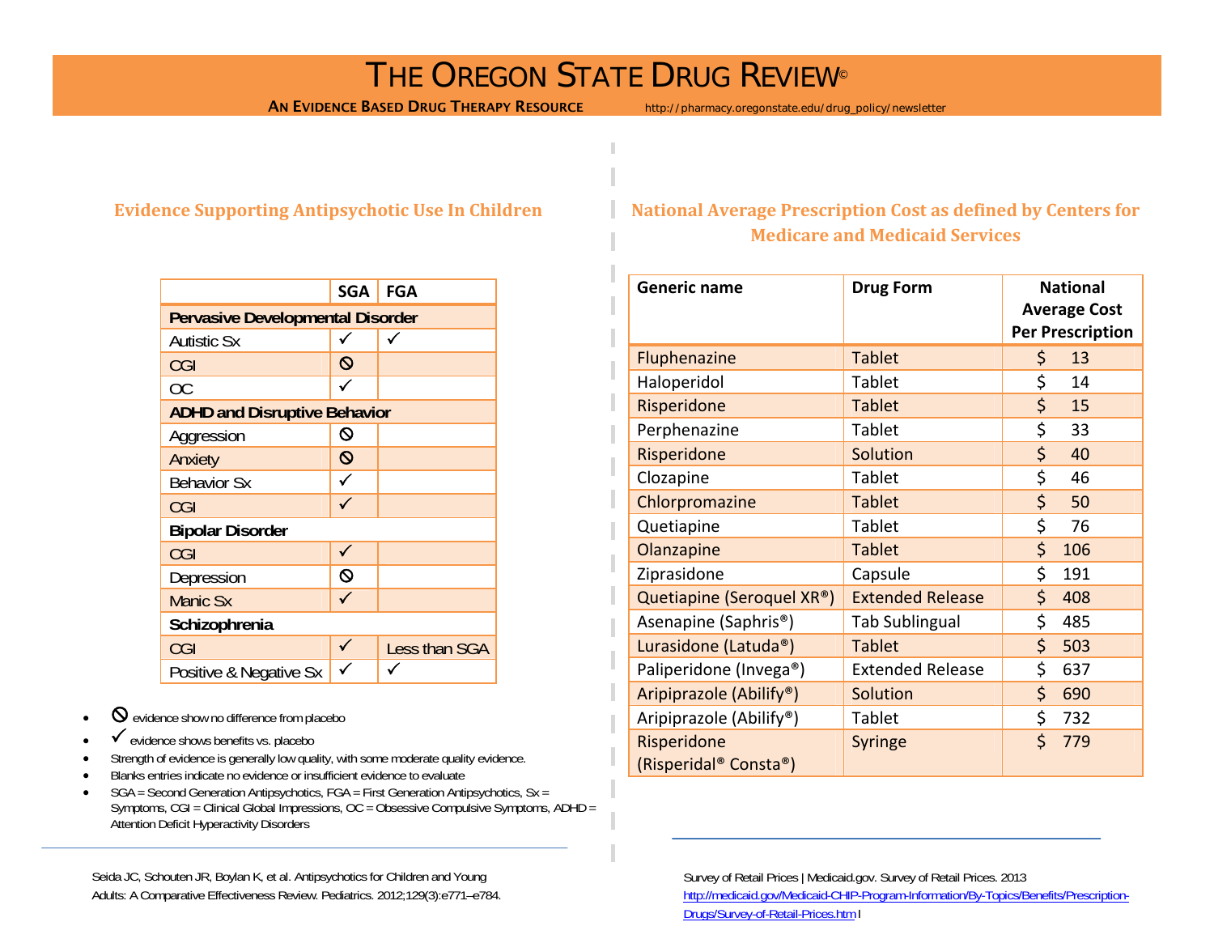# THE OREGON STATE DRUG REVIEW©

**AN EVIDENCE BASED DRUG THERAPY RESOURCE** http://pharmacy.oregonstate.edu/drug_policy/newsletter

## Evidence Supporting Antipsychotic Use In Children

| | SGA | FGA |
|---|---|---|
| **Pervasive Developmental Disorder** | | |
| Autistic Sx | ✓ | ✓ |
| CGI | ⃠ | |
| OC | ✓ | |
| **ADHD and Disruptive Behavior** | | |
| Aggression | ⃠ | |
| Anxiety | ⃠ | |
| Behavior Sx | ✓ | |
| CGI | ✓ | |
| **Bipolar Disorder** | | |
| CGI | ✓ | |
| Depression | ⃠ | |
| Manic Sx | ✓ | |
| **Schizophrenia** | | |
| CGI | ✓ | Less than SGA |
| Positive & Negative Sx | ✓ | ✓ |

- ⃠ evidence show no difference from placebo
- ✓ evidence shows benefits vs. placebo
- Strength of evidence is generally low quality, with some moderate quality evidence.
- Blanks entries indicate no evidence or insufficient evidence to evaluate
- SGA = Second Generation Antipsychotics, FGA = First Generation Antipsychotics, Sx = Symptoms, CGI = Clinical Global Impressions, OC = Obsessive Compulsive Symptoms, ADHD = Attention Deficit Hyperactivity Disorders

Seida JC, Schouten JR, Boylan K, et al. Antipsychotics for Children and Young Adults: A Comparative Effectiveness Review. Pediatrics. 2012;129(3):e771–e784.

## National Average Prescription Cost as defined by Centers for Medicare and Medicaid Services

| Generic name | Drug Form | National Average Cost Per Prescription |
|---|---|---|
| Fluphenazine | Tablet | $ 13 |
| Haloperidol | Tablet | $ 14 |
| Risperidone | Tablet | $ 15 |
| Perphenazine | Tablet | $ 33 |
| Risperidone | Solution | $ 40 |
| Clozapine | Tablet | $ 46 |
| Chlorpromazine | Tablet | $ 50 |
| Quetiapine | Tablet | $ 76 |
| Olanzapine | Tablet | $ 106 |
| Ziprasidone | Capsule | $ 191 |
| Quetiapine (Seroquel XR®) | Extended Release | $ 408 |
| Asenapine (Saphris®) | Tab Sublingual | $ 485 |
| Lurasidone (Latuda®) | Tablet | $ 503 |
| Paliperidone (Invega®) | Extended Release | $ 637 |
| Aripiprazole (Abilify®) | Solution | $ 690 |
| Aripiprazole (Abilify®) | Tablet | $ 732 |
| Risperidone (Risperidal® Consta®) | Syringe | $ 779 |

Survey of Retail Prices | Medicaid.gov. Survey of Retail Prices. 2013 http://medicaid.gov/Medicaid-CHIP-Program-Information/By-Topics/Benefits/Prescription-Drugs/Survey-of-Retail-Prices.html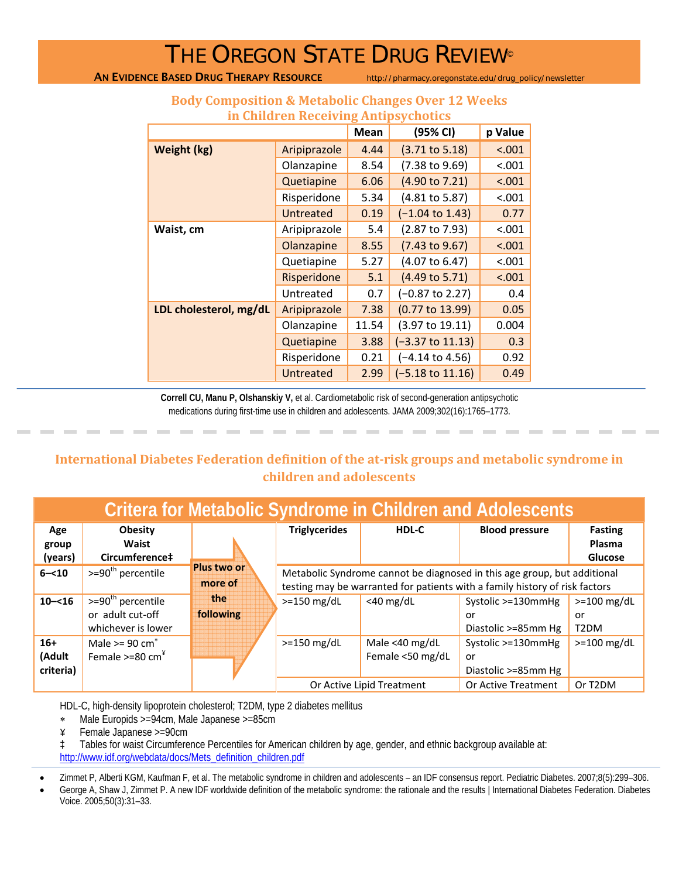## Body Composition & Metabolic Changes Over 12 Weeks in Children Receiving Antipsychotics

| | | Mean | (95% CI) | p Value |
|---|---|---|---|---|
| **Weight (kg)** | Aripiprazole | 4.44 | (3.71 to 5.18) | <.001 |
| | Olanzapine | 8.54 | (7.38 to 9.69) | <.001 |
| | Quetiapine | 6.06 | (4.90 to 7.21) | <.001 |
| | Risperidone | 5.34 | (4.81 to 5.87) | <.001 |
| | Untreated | 0.19 | (−1.04 to 1.43) | 0.77 |
| **Waist, cm** | Aripiprazole | 5.4 | (2.87 to 7.93) | <.001 |
| | Olanzapine | 8.55 | (7.43 to 9.67) | <.001 |
| | Quetiapine | 5.27 | (4.07 to 6.47) | <.001 |
| | Risperidone | 5.1 | (4.49 to 5.71) | <.001 |
| | Untreated | 0.7 | (−0.87 to 2.27) | 0.4 |
| **LDL cholesterol, mg/dL** | Aripiprazole | 7.38 | (0.77 to 13.99) | 0.05 |
| | Olanzapine | 11.54 | (3.97 to 19.11) | 0.004 |
| | Quetiapine | 3.88 | (−3.37 to 11.13) | 0.3 |
| | Risperidone | 0.21 | (−4.14 to 4.56) | 0.92 |
| | Untreated | 2.99 | (−5.18 to 11.16) | 0.49 |

**Correll CU, Manu P, Olshanskiy V,** et al. Cardiometabolic risk of second-generation antipsychotic medications during first-time use in children and adolescents. JAMA 2009;302(16):1765–1773.

## International Diabetes Federation definition of the at-risk groups and metabolic syndrome in children and adolescents

### Critera for Metabolic Syndrome in Children and Adolescents

| Age group (years) | Obesity Waist Circumference‡ | | Triglycerides | HDL-C | Blood pressure | Fasting Plasma Glucose |
|---|---|---|---|---|---|---|
| **6–<10** | >=90th percentile | Plus two or more of the following | Metabolic Syndrome cannot be diagnosed in this age group, but additional testing may be warranted for patients with a family history of risk factors | | | |
| **10–<16** | >=90th percentile or adult cut-off whichever is lower | | >=150 mg/dL | <40 mg/dL | Systolic >=130mmHg or Diastolic >=85mm Hg | >=100 mg/dL or T2DM |
| **16+ (Adult criteria)** | Male >= 90 cm* Female >=80 cm¥ | | >=150 mg/dL | Male <40 mg/dL Female <50 mg/dL | Systolic >=130mmHg or Diastolic >=85mm Hg | >=100 mg/dL |
| | | | Or Active Lipid Treatment | | Or Active Treatment | Or T2DM |

HDL-C, high-density lipoprotein cholesterol; T2DM, type 2 diabetes mellitus

\* Male Europids >=94cm, Male Japanese >=85cm

¥ Female Japanese >=90cm

‡ Tables for waist Circumference Percentiles for American children by age, gender, and ethnic backgroup available at: http://www.idf.org/webdata/docs/Mets_definition_children.pdf

- Zimmet P, Alberti KGM, Kaufman F, et al. The metabolic syndrome in children and adolescents – an IDF consensus report. Pediatric Diabetes. 2007;8(5):299–306.
- George A, Shaw J, Zimmet P. A new IDF worldwide definition of the metabolic syndrome: the rationale and the results | International Diabetes Federation. Diabetes Voice. 2005;50(3):31–33.